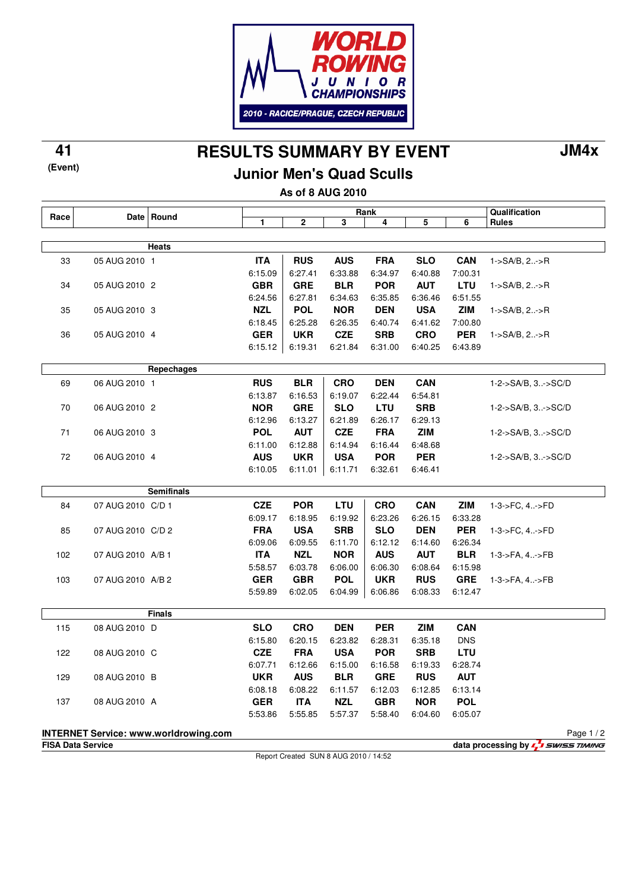WORLD ROWING JUNIOR CHAMPIONSHIPS

2010 - RACICE/PRAGUE, CZECH REPUBLIC

**41**
**(Event)**

# RESULTS SUMMARY BY EVENT

**JM4x**

## Junior Men's Quad Sculls

### As of 8 AUG 2010

| Race | Date | Round | 1 | 2 | 3 | 4 | 5 | 6 | Qualification Rules |
|---|---|---|---|---|---|---|---|---|---|
| | | **Heats** | | | | | | | |
| 33 | 05 AUG 2010 | 1 | **ITA** | **RUS** | **AUS** | **FRA** | **SLO** | **CAN** | 1->SA/B, 2..->R |
| | | | 6:15.09 | 6:27.41 | 6:33.88 | 6:34.97 | 6:40.88 | 7:00.31 | |
| 34 | 05 AUG 2010 | 2 | **GBR** | **GRE** | **BLR** | **POR** | **AUT** | **LTU** | 1->SA/B, 2..->R |
| | | | 6:24.56 | 6:27.81 | 6:34.63 | 6:35.85 | 6:36.46 | 6:51.55 | |
| 35 | 05 AUG 2010 | 3 | **NZL** | **POL** | **NOR** | **DEN** | **USA** | **ZIM** | 1->SA/B, 2..->R |
| | | | 6:18.45 | 6:25.28 | 6:26.35 | 6:40.74 | 6:41.62 | 7:00.80 | |
| 36 | 05 AUG 2010 | 4 | **GER** | **UKR** | **CZE** | **SRB** | **CRO** | **PER** | 1->SA/B, 2..->R |
| | | | 6:15.12 | 6:19.31 | 6:21.84 | 6:31.00 | 6:40.25 | 6:43.89 | |
| | | **Repechages** | | | | | | | |
| 69 | 06 AUG 2010 | 1 | **RUS** | **BLR** | **CRO** | **DEN** | **CAN** | | 1-2->SA/B, 3..->SC/D |
| | | | 6:13.87 | 6:16.53 | 6:19.07 | 6:22.44 | 6:54.81 | | |
| 70 | 06 AUG 2010 | 2 | **NOR** | **GRE** | **SLO** | **LTU** | **SRB** | | 1-2->SA/B, 3..->SC/D |
| | | | 6:12.96 | 6:13.27 | 6:21.89 | 6:26.17 | 6:29.13 | | |
| 71 | 06 AUG 2010 | 3 | **POL** | **AUT** | **CZE** | **FRA** | **ZIM** | | 1-2->SA/B, 3..->SC/D |
| | | | 6:11.00 | 6:12.88 | 6:14.94 | 6:16.44 | 6:48.68 | | |
| 72 | 06 AUG 2010 | 4 | **AUS** | **UKR** | **USA** | **POR** | **PER** | | 1-2->SA/B, 3..->SC/D |
| | | | 6:10.05 | 6:11.01 | 6:11.71 | 6:32.61 | 6:46.41 | | |
| | | **Semifinals** | | | | | | | |
| 84 | 07 AUG 2010 | C/D 1 | **CZE** | **POR** | **LTU** | **CRO** | **CAN** | **ZIM** | 1-3->FC, 4..->FD |
| | | | 6:09.17 | 6:18.95 | 6:19.92 | 6:23.26 | 6:26.15 | 6:33.28 | |
| 85 | 07 AUG 2010 | C/D 2 | **FRA** | **USA** | **SRB** | **SLO** | **DEN** | **PER** | 1-3->FC, 4..->FD |
| | | | 6:09.06 | 6:09.55 | 6:11.70 | 6:12.12 | 6:14.60 | 6:26.34 | |
| 102 | 07 AUG 2010 | A/B 1 | **ITA** | **NZL** | **NOR** | **AUS** | **AUT** | **BLR** | 1-3->FA, 4..->FB |
| | | | 5:58.57 | 6:03.78 | 6:06.00 | 6:06.30 | 6:08.64 | 6:15.98 | |
| 103 | 07 AUG 2010 | A/B 2 | **GER** | **GBR** | **POL** | **UKR** | **RUS** | **GRE** | 1-3->FA, 4..->FB |
| | | | 5:59.89 | 6:02.05 | 6:04.99 | 6:06.86 | 6:08.33 | 6:12.47 | |
| | | **Finals** | | | | | | | |
| 115 | 08 AUG 2010 | D | **SLO** | **CRO** | **DEN** | **PER** | **ZIM** | **CAN** | |
| | | | 6:15.80 | 6:20.15 | 6:23.82 | 6:28.31 | 6:35.18 | DNS | |
| 122 | 08 AUG 2010 | C | **CZE** | **FRA** | **USA** | **POR** | **SRB** | **LTU** | |
| | | | 6:07.71 | 6:12.66 | 6:15.00 | 6:16.58 | 6:19.33 | 6:28.74 | |
| 129 | 08 AUG 2010 | B | **UKR** | **AUS** | **BLR** | **GRE** | **RUS** | **AUT** | |
| | | | 6:08.18 | 6:08.22 | 6:11.57 | 6:12.03 | 6:12.85 | 6:13.14 | |
| 137 | 08 AUG 2010 | A | **GER** | **ITA** | **NZL** | **GBR** | **NOR** | **POL** | |
| | | | 5:53.86 | 5:55.85 | 5:57.37 | 5:58.40 | 6:04.60 | 6:05.07 | |

**INTERNET Service: www.worldrowing.com**
**FISA Data Service**
**data processing by SWISS TIMING**

Report Created SUN 8 AUG 2010 / 14:52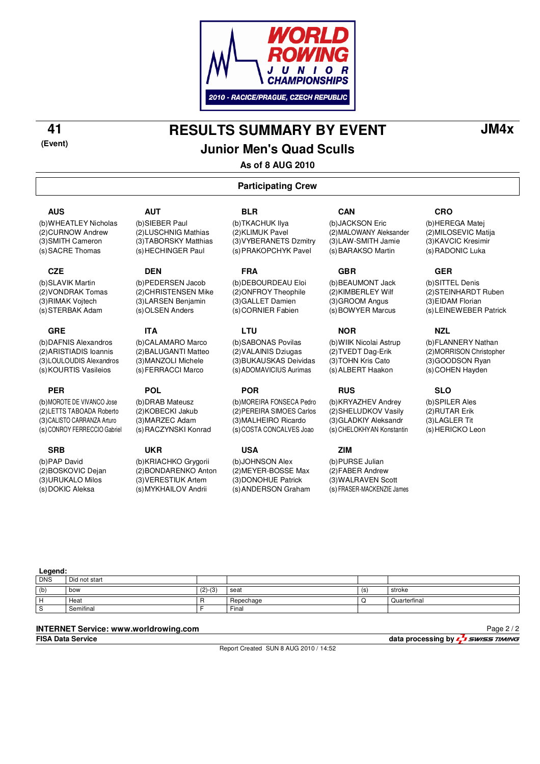WORLD ROWING JUNIOR CHAMPIONSHIPS
2010 - RACICE/PRAGUE, CZECH REPUBLIC

**41**
**(Event)**

# RESULTS SUMMARY BY EVENT

**JM4x**

## Junior Men's Quad Sculls

**As of 8 AUG 2010**

### Participating Crew

**AUS**
(b)WHEATLEY Nicholas
(2)CURNOW Andrew
(3)SMITH Cameron
(s)SACRE Thomas

**AUT**
(b)SIEBER Paul
(2)LUSCHNIG Mathias
(3)TABORSKY Matthias
(s)HECHINGER Paul

**BLR**
(b)TKACHUK Ilya
(2)KLIMUK Pavel
(3)VYBERANETS Dzmitry
(s)PRAKOPCHYK Pavel

**CAN**
(b)JACKSON Eric
(2)MALOWANY Aleksander
(3)LAW-SMITH Jamie
(s)BARAKSO Martin

**CRO**
(b)HEREGA Matej
(2)MILOSEVIC Matija
(3)KAVCIC Kresimir
(s)RADONIC Luka

**CZE**
(b)SLAVIK Martin
(2)VONDRAK Tomas
(3)RIMAK Vojtech
(s)STERBAK Adam

**DEN**
(b)PEDERSEN Jacob
(2)CHRISTENSEN Mike
(3)LARSEN Benjamin
(s)OLSEN Anders

**FRA**
(b)DEBOURDEAU Eloi
(2)ONFROY Theophile
(3)GALLET Damien
(s)CORNIER Fabien

**GBR**
(b)BEAUMONT Jack
(2)KIMBERLEY Wilf
(3)GROOM Angus
(s)BOWYER Marcus

**GER**
(b)SITTEL Denis
(2)STEINHARDT Ruben
(3)EIDAM Florian
(s)LEINEWEBER Patrick

**GRE**
(b)DAFNIS Alexandros
(2)ARISTIADIS Ioannis
(3)LOULOUDIS Alexandros
(s)KOURTIS Vasileios

**ITA**
(b)CALAMARO Marco
(2)BALUGANTI Matteo
(3)MANZOLI Michele
(s)FERRACCI Marco

**LTU**
(b)SABONAS Povilas
(2)VALAINIS Dziugas
(3)BUKAUSKAS Deividas
(s)ADOMAVICIUS Aurimas

**NOR**
(b)WIIK Nicolai Astrup
(2)TVEDT Dag-Erik
(3)TOHN Kris Cato
(s)ALBERT Haakon

**NZL**
(b)FLANNERY Nathan
(2)MORRISON Christopher
(3)GOODSON Ryan
(s)COHEN Hayden

**PER**
(b)MOROTE DE VIVANCO Jose
(2)LETTS TABOADA Roberto
(3)CALISTO CARRANZA Arturo
(s)CONROY FERRECCIO Gabriel

**POL**
(b)DRAB Mateusz
(2)KOBECKI Jakub
(3)MARZEC Adam
(s)RACZYNSKI Konrad

**POR**
(b)MOREIRA FONSECA Pedro
(2)PEREIRA SIMOES Carlos
(3)MALHEIRO Ricardo
(s)COSTA CONCALVES Joao

**RUS**
(b)KRYAZHEV Andrey
(2)SHELUDKOV Vasily
(3)GLADKIY Aleksandr
(s)CHELOKHYAN Konstantin

**SLO**
(b)SPILER Ales
(2)RUTAR Erik
(3)LAGLER Tit
(s)HERICKO Leon

**SRB**
(b)PAP David
(2)BOSKOVIC Dejan
(3)URUKALO Milos
(s)DOKIC Aleksa

**UKR**
(b)KRIACHKO Grygorii
(2)BONDARENKO Anton
(3)VERESTIUK Artem
(s)MYKHAILOV Andrii

**USA**
(b)JOHNSON Alex
(2)MEYER-BOSSE Max
(3)DONOHUE Patrick
(s)ANDERSON Graham

**ZIM**
(b)PURSE Julian
(2)FABER Andrew
(3)WALRAVEN Scott
(s)FRASER-MACKENZIE James

**Legend:**

| | | | | | |
|---|---|---|---|---|---|
| DNS | Did not start | | | | |
| (b) | bow | (2)-(3) | seat | (s) | stroke |
| H | Heat | R | Repechage | Q | Quarterfinal |
| S | Semifinal | F | Final | | |

**INTERNET Service: www.worldrowing.com**
**FISA Data Service**
**data processing by SWISS TIMING**

Report Created SUN 8 AUG 2010 / 14:52